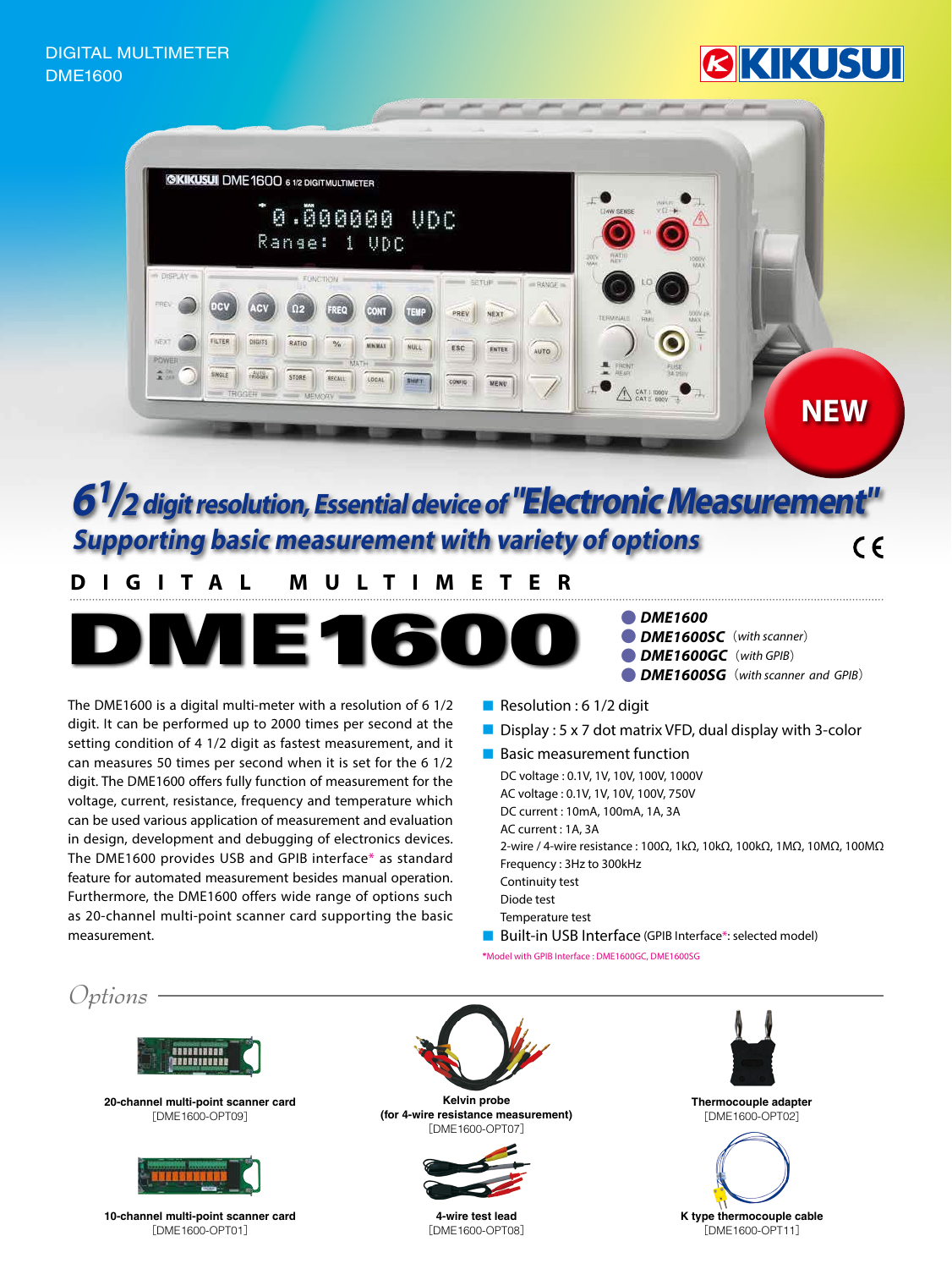DIGITAL MULTIMETER
DME1600

KIKUSUI

NEW

# $6^1/_2$ digit resolution, Essential device of "Electronic Measurement"

## Supporting basic measurement with variety of options

CE

DIGITAL MULTIMETER

# DME1600

- **DME1600**
- **DME1600SC** (with scanner)
- **DME1600GC** (with GPIB)
- **DME1600SG** (with scanner and GPIB)

The DME1600 is a digital multi-meter with a resolution of 6 1/2 digit. It can be performed up to 2000 times per second at the setting condition of 4 1/2 digit as fastest measurement, and it can measures 50 times per second when it is set for the 6 1/2 digit. The DME1600 offers fully function of measurement for the voltage, current, resistance, frequency and temperature which can be used various application of measurement and evaluation in design, development and debugging of electronics devices. The DME1600 provides USB and GPIB interface* as standard feature for automated measurement besides manual operation. Furthermore, the DME1600 offers wide range of options such as 20-channel multi-point scanner card supporting the basic measurement.

- Resolution : 6 1/2 digit
- Display : 5 x 7 dot matrix VFD, dual display with 3-color
- Basic measurement function
  - DC voltage : 0.1V, 1V, 10V, 100V, 1000V
  - AC voltage : 0.1V, 1V, 10V, 100V, 750V
  - DC current : 10mA, 100mA, 1A, 3A
  - AC current : 1A, 3A
  - 2-wire / 4-wire resistance : 100Ω, 1kΩ, 10kΩ, 100kΩ, 1MΩ, 10MΩ, 100MΩ
  - Frequency : 3Hz to 300kHz
  - Continuity test
  - Diode test
  - Temperature test
- Built-in USB Interface (GPIB Interface*: selected model)

*Model with GPIB Interface : DME1600GC, DME1600SG

## Options

**20-channel multi-point scanner card**
[DME1600-OPT09]

**Kelvin probe (for 4-wire resistance measurement)**
[DME1600-OPT07]

**Thermocouple adapter**
[DME1600-OPT02]

**10-channel multi-point scanner card**
[DME1600-OPT01]

**4-wire test lead**
[DME1600-OPT08]

**K type thermocouple cable**
[DME1600-OPT11]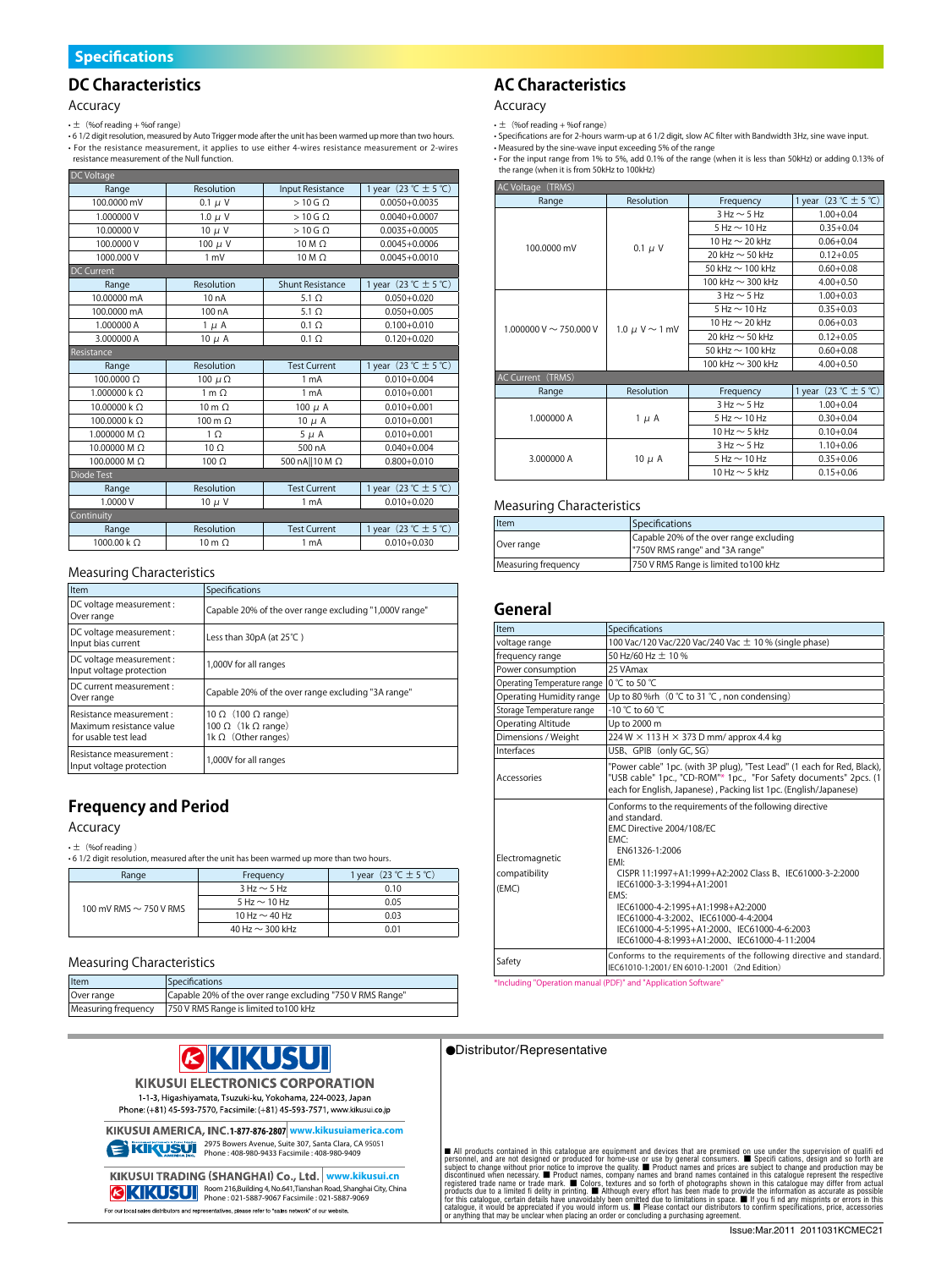# Specifications

## DC Characteristics

### Accuracy

- ± (%of reading + %of range)
- 6 1/2 digit resolution, measured by Auto Trigger mode after the unit has been warmed up more than two hours.
- For the resistance measurement, it applies to use either 4-wires resistance measurement or 2-wires resistance measurement of the Null function.

| DC Voltage | | | |
|---|---|---|---|
| Range | Resolution | Input Resistance | 1 year (23 ℃ ± 5 ℃) |
| 100.0000 mV | 0.1 μ V | > 10 G Ω | 0.0050+0.0035 |
| 1.000000 V | 1.0 μ V | > 10 G Ω | 0.0040+0.0007 |
| 10.00000 V | 10 μ V | > 10 G Ω | 0.0035+0.0005 |
| 100.0000 V | 100 μ V | 10 M Ω | 0.0045+0.0006 |
| 1000.000 V | 1 mV | 10 M Ω | 0.0045+0.0010 |
| **DC Current** | | | |
| Range | Resolution | Shunt Resistance | 1 year (23 ℃ ± 5 ℃) |
| 10.00000 mA | 10 nA | 5.1 Ω | 0.050+0.020 |
| 100.0000 mA | 100 nA | 5.1 Ω | 0.050+0.005 |
| 1.000000 A | 1 μ A | 0.1 Ω | 0.100+0.010 |
| 3.000000 A | 10 μ A | 0.1 Ω | 0.120+0.020 |
| **Resistance** | | | |
| Range | Resolution | Test Current | 1 year (23 ℃ ± 5 ℃) |
| 100.0000 Ω | 100 μ Ω | 1 mA | 0.010+0.004 |
| 1.000000 k Ω | 1 m Ω | 1 mA | 0.010+0.001 |
| 10.00000 k Ω | 10 m Ω | 100 μ A | 0.010+0.001 |
| 100.0000 k Ω | 100 m Ω | 10 μ A | 0.010+0.001 |
| 1.000000 M Ω | 1 Ω | 5 μ A | 0.010+0.001 |
| 10.00000 M Ω | 10 Ω | 500 nA | 0.040+0.004 |
| 100.0000 M Ω | 100 Ω | 500 nA‖10 M Ω | 0.800+0.010 |
| **Diode Test** | | | |
| Range | Resolution | Test Current | 1 year (23 ℃ ± 5 ℃) |
| 1.0000 V | 10 μ V | 1 mA | 0.010+0.020 |
| **Continuity** | | | |
| Range | Resolution | Test Current | 1 year (23 ℃ ± 5 ℃) |
| 1000.00 k Ω | 10 m Ω | 1 mA | 0.010+0.030 |

### Measuring Characteristics

| Item | Specifications |
|---|---|
| DC voltage measurement : Over range | Capable 20% of the over range excluding "1,000V range" |
| DC voltage measurement : Input bias current | Less than 30pA (at 25℃ ) |
| DC voltage measurement : Input voltage protection | 1,000V for all ranges |
| DC current measurement : Over range | Capable 20% of the over range excluding "3A range" |
| Resistance measurement : Maximum resistance value for usable test lead | 10 Ω (100 Ω range)<br>100 Ω (1k Ω range)<br>1k Ω (Other ranges) |
| Resistance measurement : Input voltage protection | 1,000V for all ranges |

## Frequency and Period

### Accuracy

- ± (%of reading )
- 6 1/2 digit resolution, measured after the unit has been warmed up more than two hours.

| Range | Frequency | 1 year (23 ℃ ± 5 ℃) |
|---|---|---|
| 100 mV RMS ～ 750 V RMS | 3 Hz ～ 5 Hz | 0.10 |
| | 5 Hz ～ 10 Hz | 0.05 |
| | 10 Hz ～ 40 Hz | 0.03 |
| | 40 Hz ～ 300 kHz | 0.01 |

### Measuring Characteristics

| Item | Specifications |
|---|---|
| Over range | Capable 20% of the over range excluding "750 V RMS Range" |
| Measuring frequency | 750 V RMS Range is limited to100 kHz |

## AC Characteristics

### Accuracy

- ± (%of reading + %of range)
- Specifications are for 2-hours warm-up at 6 1/2 digit, slow AC filter with Bandwidth 3Hz, sine wave input.
- Measured by the sine-wave input exceeding 5% of the range
- For the input range from 1% to 5%, add 0.1% of the range (when it is less than 50kHz) or adding 0.13% of the range (when it is from 50kHz to 100kHz)

| AC Voltage (TRMS) | | | |
|---|---|---|---|
| Range | Resolution | Frequency | 1 year (23 ℃ ± 5 ℃) |
| 100.0000 mV | 0.1 μ V | 3 Hz ～ 5 Hz | 1.00+0.04 |
| | | 5 Hz ～ 10 Hz | 0.35+0.04 |
| | | 10 Hz ～ 20 kHz | 0.06+0.04 |
| | | 20 kHz ～ 50 kHz | 0.12+0.05 |
| | | 50 kHz ～ 100 kHz | 0.60+0.08 |
| | | 100 kHz ～ 300 kHz | 4.00+0.50 |
| 1.000000 V ～ 750.000 V | 1.0 μ V ～ 1 mV | 3 Hz ～ 5 Hz | 1.00+0.03 |
| | | 5 Hz ～ 10 Hz | 0.35+0.03 |
| | | 10 Hz ～ 20 kHz | 0.06+0.03 |
| | | 20 kHz ～ 50 kHz | 0.12+0.05 |
| | | 50 kHz ～ 100 kHz | 0.60+0.08 |
| | | 100 kHz ～ 300 kHz | 4.00+0.50 |
| **AC Current (TRMS)** | | | |
| Range | Resolution | Frequency | 1 year (23 ℃ ± 5 ℃) |
| 1.000000 A | 1 μ A | 3 Hz ～ 5 Hz | 1.00+0.04 |
| | | 5 Hz ～ 10 Hz | 0.30+0.04 |
| | | 10 Hz ～ 5 kHz | 0.10+0.04 |
| 3.000000 A | 10 μ A | 3 Hz ～ 5 Hz | 1.10+0.06 |
| | | 5 Hz ～ 10 Hz | 0.35+0.06 |
| | | 10 Hz ～ 5 kHz | 0.15+0.06 |

### Measuring Characteristics

| Item | Specifications |
|---|---|
| Over range | Capable 20% of the over range excluding "750V RMS range" and "3A range" |
| Measuring frequency | 750 V RMS Range is limited to100 kHz |

## General

| Item | Specifications |
|---|---|
| voltage range | 100 Vac/120 Vac/220 Vac/240 Vac ± 10 % (single phase) |
| frequency range | 50 Hz/60 Hz ± 10 % |
| Power consumption | 25 VAmax |
| Operating Temperature range | 0 ℃ to 50 ℃ |
| Operating Humidity range | Up to 80 %rh (0 ℃ to 31 ℃ , non condensing) |
| Storage Temperature range | -10 ℃ to 60 ℃ |
| Operating Altitude | Up to 2000 m |
| Dimensions / Weight | 224 W × 113 H × 373 D mm/ approx 4.4 kg |
| Interfaces | USB、GPIB (only GC, SG) |
| Accessories | "Power cable" 1pc. (with 3P plug), "Test Lead" (1 each for Red, Black), "USB cable" 1pc., "CD-ROM"* 1pc., "For Safety documents" 2pcs. (1 each for English, Japanese) , Packing list 1pc. (English/Japanese) |
| Electromagnetic compatibility (EMC) | Conforms to the requirements of the following directive and standard.<br>EMC Directive 2004/108/EC<br>EMC:<br>EN61326-1:2006<br>EMI:<br>CISPR 11:1997+A1:1999+A2:2002 Class B、IEC61000-3-2:2000<br>IEC61000-3-3:1994+A1:2001<br>EMS:<br>IEC61000-4-2:1995+A1:1998+A2:2000<br>IEC61000-4-3:2002、IEC61000-4-4:2004<br>IEC61000-4-5:1995+A1:2000、IEC61000-4-6:2003<br>IEC61000-4-8:1993+A1:2000、IEC61000-4-11:2004 |
| Safety | Conforms to the requirements of the following directive and standard.<br>IEC61010-1:2001/ EN 6010-1:2001 (2nd Edition) |

*Including "Operation manual (PDF)" and "Application Software"

KIKUSUI

KIKUSUI ELECTRONICS CORPORATION
1-1-3, Higashiyamata, Tsuzuki-ku, Yokohama, 224-0023, Japan
Phone: (+81) 45-593-7570, Facsimile: (+81) 45-593-7571, www.kikusui.co.jp

KIKUSUI AMERICA, INC. 1-877-876-2807 www.kikusuiamerica.com
2975 Bowers Avenue, Suite 307, Santa Clara, CA 95051
Phone : 408-980-9433 Facsimile : 408-980-9409

KIKUSUI TRADING (SHANGHAI) Co., Ltd. www.kikusui.cn
Room 216,Building 4, No.641,Tianshan Road, Shanghai City, China
Phone : 021-5887-9067 Facsimile : 021-5887-9069

For our local sales distributors and representatives, please refer to "sales network" of our website.

●Distributor/Representative

■ All products contained in this catalogue are equipment and devices that are premised on use under the supervision of qualifi ed personnel, and are not designed or produced for home-use or use by general consumers. ■ Specifi cations, design and so forth are subject to change without prior notice to improve the quality. ■ Product names and prices are subject to change and production may be discontinued when necessary. ■ Product names, company names and brand names contained in this catalogue represent the respective registered trade name or trade mark. ■ Colors, textures and so forth of photographs shown in this catalogue may differ from actual products due to a limited fi delity in printing. ■ Although every effort has been made to provide the information as accurate as possible for this catalogue, certain details have unavoidably been omitted due to limitations in space. ■ If you fi nd any misprints or errors in this catalogue, it would be appreciated if you would inform us. ■ Please contact our distributors to confirm specifications, price, accessories or anything that may be unclear when placing an order or concluding a purchasing agreement.

Issue:Mar.2011 2011031KCMEC21